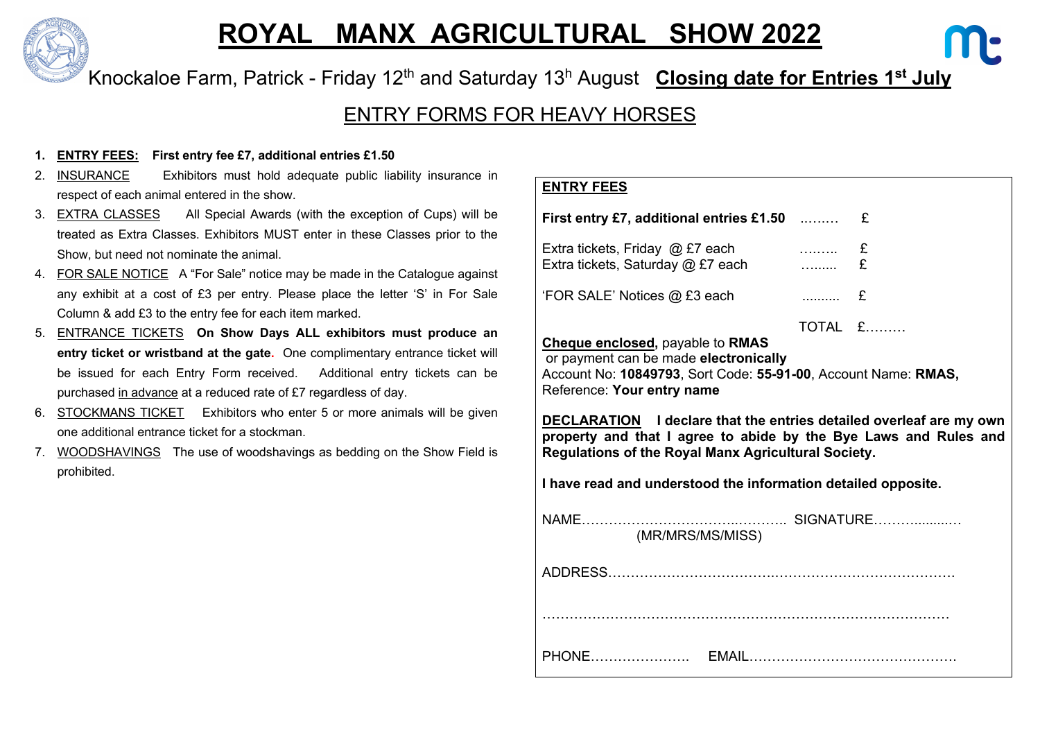# ROYAL MANX AGRICULTURAL SHOW 2022

Knockaloe Farm, Patrick - Friday 12th and Saturday 13h August **Closing date for Entries 1st July**

## ENTRY FORMS FOR HEAVY HORSES

1. **ENTRY FEES: First entry fee £7, additional entries £1.50**
2. INSURANCE Exhibitors must hold adequate public liability insurance in respect of each animal entered in the show.
3. EXTRA CLASSES All Special Awards (with the exception of Cups) will be treated as Extra Classes. Exhibitors MUST enter in these Classes prior to the Show, but need not nominate the animal.
4. FOR SALE NOTICE A "For Sale" notice may be made in the Catalogue against any exhibit at a cost of £3 per entry. Please place the letter 'S' in For Sale Column & add £3 to the entry fee for each item marked.
5. ENTRANCE TICKETS **On Show Days ALL exhibitors must produce an entry ticket or wristband at the gate.** One complimentary entrance ticket will be issued for each Entry Form received. Additional entry tickets can be purchased in advance at a reduced rate of £7 regardless of day.
6. STOCKMANS TICKET Exhibitors who enter 5 or more animals will be given one additional entrance ticket for a stockman.
7. WOODSHAVINGS The use of woodshavings as bedding on the Show Field is prohibited.

**ENTRY FEES**

| | | |
|---|---|---|
| **First entry £7, additional entries £1.50** | ……… | £ |
| Extra tickets, Friday @ £7 each | ……… | £ |
| Extra tickets, Saturday @ £7 each | ……… | £ |
| 'FOR SALE' Notices @ £3 each | ……… | £ |
| | TOTAL | £……… |

**Cheque enclosed,** payable to **RMAS**
or payment can be made **electronically**
Account No: **10849793**, Sort Code: **55-91-00**, Account Name: **RMAS,**
Reference: **Your entry name**

**DECLARATION I declare that the entries detailed overleaf are my own property and that I agree to abide by the Bye Laws and Rules and Regulations of the Royal Manx Agricultural Society.**

**I have read and understood the information detailed opposite.**

NAME……………………………………… SIGNATURE………………
(MR/MRS/MS/MISS)

ADDRESS……………………………………………………………………

……………………………………………………………………………………

PHONE………………… EMAIL……………………………………….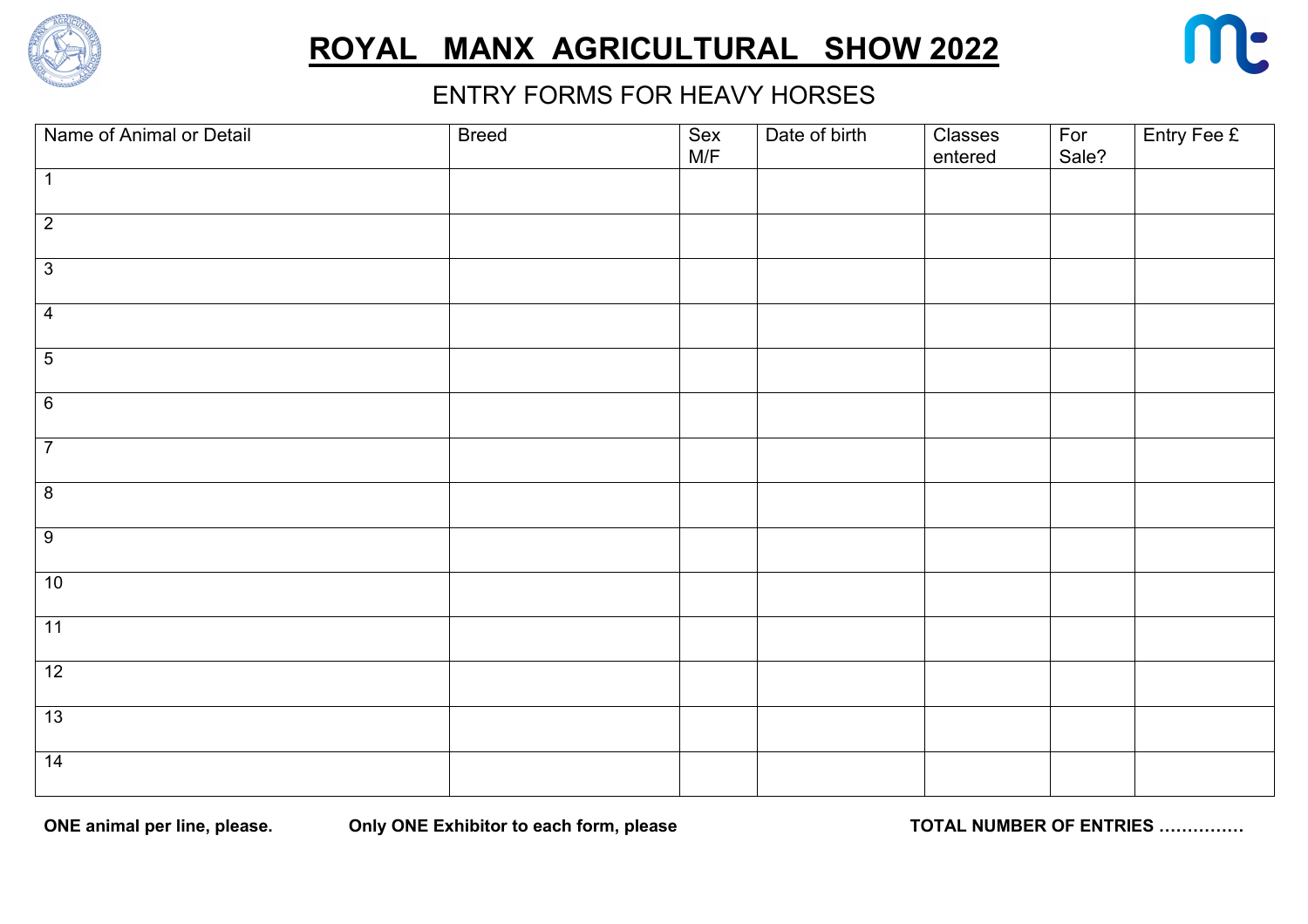# ROYAL MANX AGRICULTURAL SHOW 2022

## ENTRY FORMS FOR HEAVY HORSES

| Name of Animal or Detail | Breed | Sex M/F | Date of birth | Classes entered | For Sale? | Entry Fee £ |
|---|---|---|---|---|---|---|
| 1 | | | | | | |
| 2 | | | | | | |
| 3 | | | | | | |
| 4 | | | | | | |
| 5 | | | | | | |
| 6 | | | | | | |
| 7 | | | | | | |
| 8 | | | | | | |
| 9 | | | | | | |
| 10 | | | | | | |
| 11 | | | | | | |
| 12 | | | | | | |
| 13 | | | | | | |
| 14 | | | | | | |

**ONE animal per line, please.** **Only ONE Exhibitor to each form, please** **TOTAL NUMBER OF ENTRIES ……………**